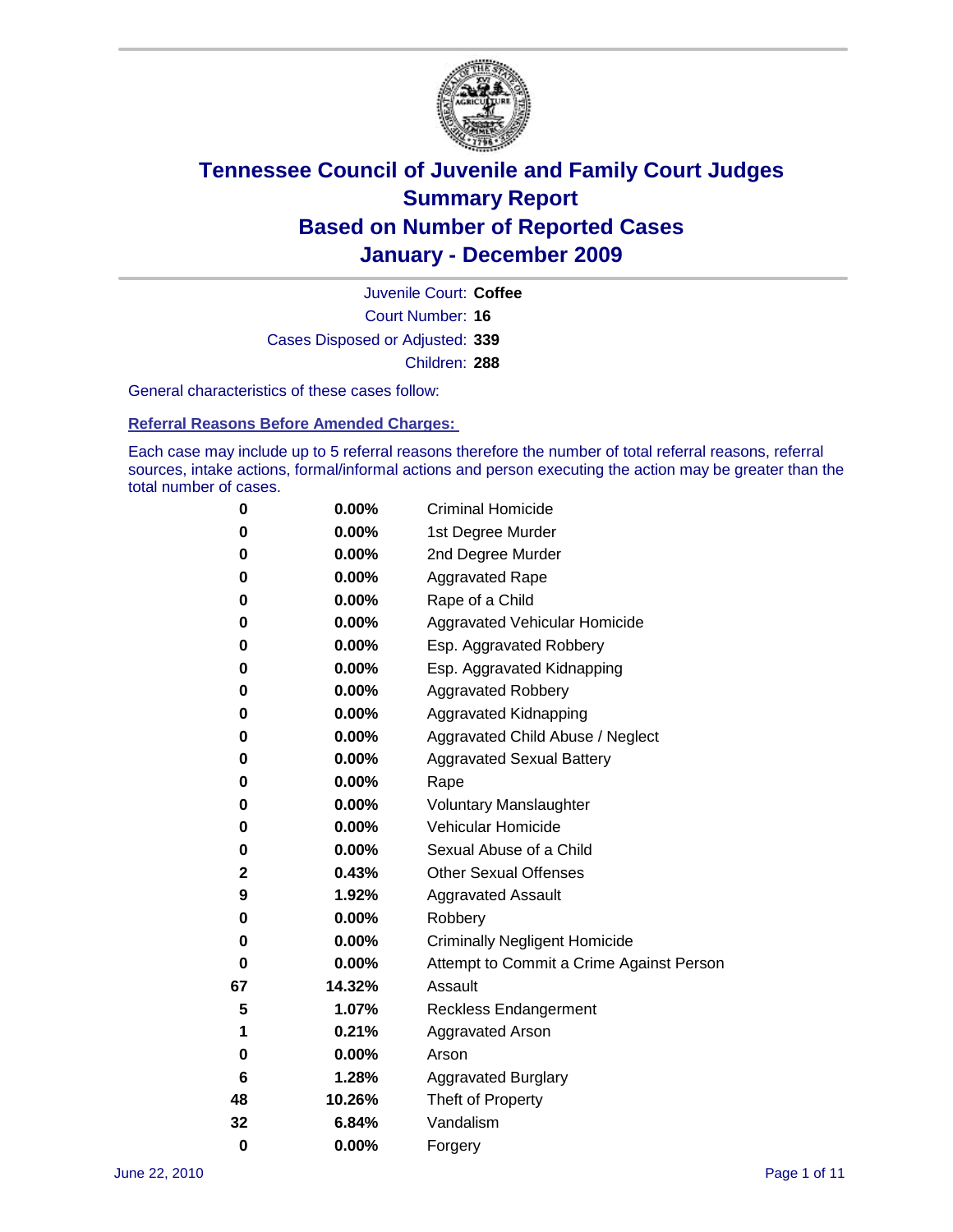# Tennessee Council of Juvenile and Family Court Judges
# Summary Report
# Based on Number of Reported Cases
# January - December 2009

Juvenile Court: **Coffee**

Court Number: **16**

Cases Disposed or Adjusted: **339**

Children: **288**

General characteristics of these cases follow:

## Referral Reasons Before Amended Charges:

Each case may include up to 5 referral reasons therefore the number of total referral reasons, referral sources, intake actions, formal/informal actions and person executing the action may be greater than the total number of cases.

| Count | Percent | Referral Reason |
|---|---|---|
| 0 | 0.00% | Criminal Homicide |
| 0 | 0.00% | 1st Degree Murder |
| 0 | 0.00% | 2nd Degree Murder |
| 0 | 0.00% | Aggravated Rape |
| 0 | 0.00% | Rape of a Child |
| 0 | 0.00% | Aggravated Vehicular Homicide |
| 0 | 0.00% | Esp. Aggravated Robbery |
| 0 | 0.00% | Esp. Aggravated Kidnapping |
| 0 | 0.00% | Aggravated Robbery |
| 0 | 0.00% | Aggravated Kidnapping |
| 0 | 0.00% | Aggravated Child Abuse / Neglect |
| 0 | 0.00% | Aggravated Sexual Battery |
| 0 | 0.00% | Rape |
| 0 | 0.00% | Voluntary Manslaughter |
| 0 | 0.00% | Vehicular Homicide |
| 0 | 0.00% | Sexual Abuse of a Child |
| 2 | 0.43% | Other Sexual Offenses |
| 9 | 1.92% | Aggravated Assault |
| 0 | 0.00% | Robbery |
| 0 | 0.00% | Criminally Negligent Homicide |
| 0 | 0.00% | Attempt to Commit a Crime Against Person |
| 67 | 14.32% | Assault |
| 5 | 1.07% | Reckless Endangerment |
| 1 | 0.21% | Aggravated Arson |
| 0 | 0.00% | Arson |
| 6 | 1.28% | Aggravated Burglary |
| 48 | 10.26% | Theft of Property |
| 32 | 6.84% | Vandalism |
| 0 | 0.00% | Forgery |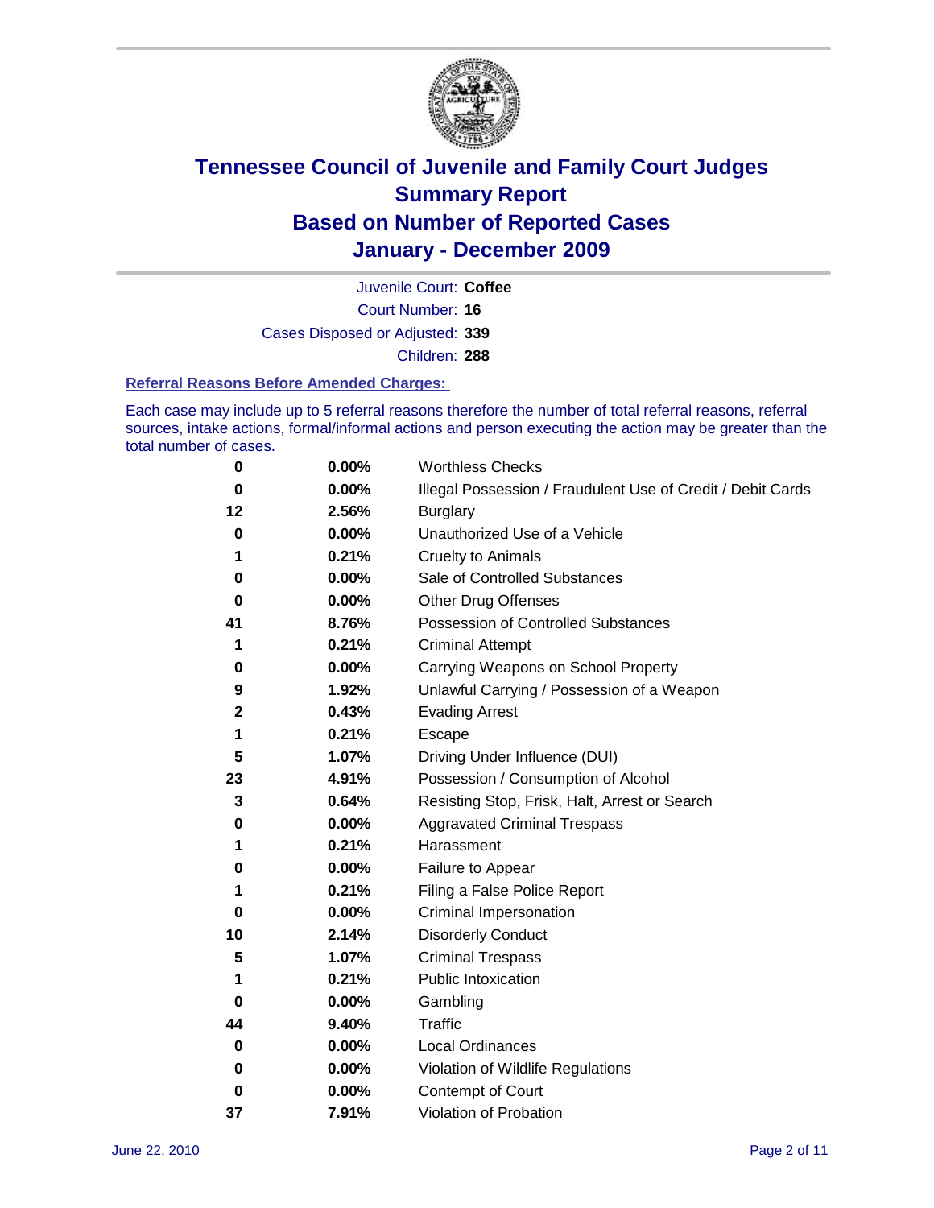# Tennessee Council of Juvenile and Family Court Judges
## Summary Report
## Based on Number of Reported Cases
## January - December 2009

Juvenile Court: **Coffee**
Court Number: **16**
Cases Disposed or Adjusted: **339**
Children: **288**

### Referral Reasons Before Amended Charges:

Each case may include up to 5 referral reasons therefore the number of total referral reasons, referral sources, intake actions, formal/informal actions and person executing the action may be greater than the total number of cases.

| Count | Percent | Referral Reason |
|---|---|---|
| 0 | 0.00% | Worthless Checks |
| 0 | 0.00% | Illegal Possession / Fraudulent Use of Credit / Debit Cards |
| 12 | 2.56% | Burglary |
| 0 | 0.00% | Unauthorized Use of a Vehicle |
| 1 | 0.21% | Cruelty to Animals |
| 0 | 0.00% | Sale of Controlled Substances |
| 0 | 0.00% | Other Drug Offenses |
| 41 | 8.76% | Possession of Controlled Substances |
| 1 | 0.21% | Criminal Attempt |
| 0 | 0.00% | Carrying Weapons on School Property |
| 9 | 1.92% | Unlawful Carrying / Possession of a Weapon |
| 2 | 0.43% | Evading Arrest |
| 1 | 0.21% | Escape |
| 5 | 1.07% | Driving Under Influence (DUI) |
| 23 | 4.91% | Possession / Consumption of Alcohol |
| 3 | 0.64% | Resisting Stop, Frisk, Halt, Arrest or Search |
| 0 | 0.00% | Aggravated Criminal Trespass |
| 1 | 0.21% | Harassment |
| 0 | 0.00% | Failure to Appear |
| 1 | 0.21% | Filing a False Police Report |
| 0 | 0.00% | Criminal Impersonation |
| 10 | 2.14% | Disorderly Conduct |
| 5 | 1.07% | Criminal Trespass |
| 1 | 0.21% | Public Intoxication |
| 0 | 0.00% | Gambling |
| 44 | 9.40% | Traffic |
| 0 | 0.00% | Local Ordinances |
| 0 | 0.00% | Violation of Wildlife Regulations |
| 0 | 0.00% | Contempt of Court |
| 37 | 7.91% | Violation of Probation |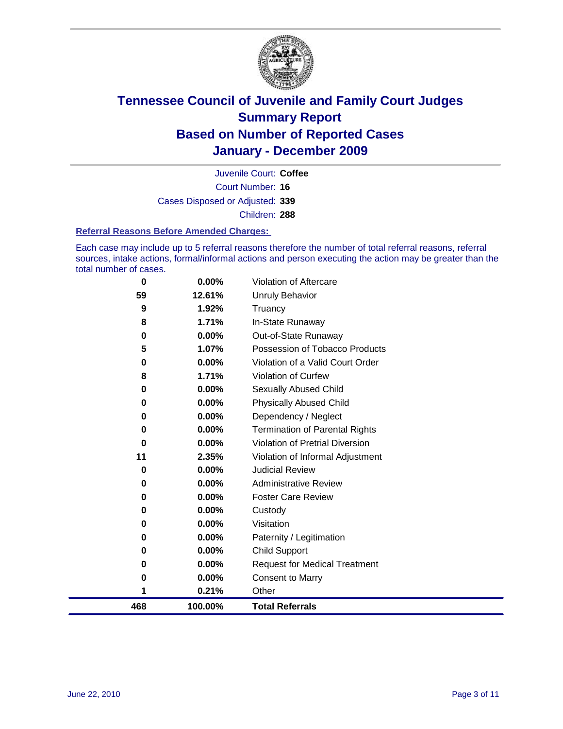# Tennessee Council of Juvenile and Family Court Judges
## Summary Report
## Based on Number of Reported Cases
## January - December 2009

Juvenile Court: **Coffee**

Court Number: **16**

Cases Disposed or Adjusted: **339**

Children: **288**

### Referral Reasons Before Amended Charges:

Each case may include up to 5 referral reasons therefore the number of total referral reasons, referral sources, intake actions, formal/informal actions and person executing the action may be greater than the total number of cases.

| Count | Percent | Referral Reason |
|---|---|---|
| 0 | 0.00% | Violation of Aftercare |
| 59 | 12.61% | Unruly Behavior |
| 9 | 1.92% | Truancy |
| 8 | 1.71% | In-State Runaway |
| 0 | 0.00% | Out-of-State Runaway |
| 5 | 1.07% | Possession of Tobacco Products |
| 0 | 0.00% | Violation of a Valid Court Order |
| 8 | 1.71% | Violation of Curfew |
| 0 | 0.00% | Sexually Abused Child |
| 0 | 0.00% | Physically Abused Child |
| 0 | 0.00% | Dependency / Neglect |
| 0 | 0.00% | Termination of Parental Rights |
| 0 | 0.00% | Violation of Pretrial Diversion |
| 11 | 2.35% | Violation of Informal Adjustment |
| 0 | 0.00% | Judicial Review |
| 0 | 0.00% | Administrative Review |
| 0 | 0.00% | Foster Care Review |
| 0 | 0.00% | Custody |
| 0 | 0.00% | Visitation |
| 0 | 0.00% | Paternity / Legitimation |
| 0 | 0.00% | Child Support |
| 0 | 0.00% | Request for Medical Treatment |
| 0 | 0.00% | Consent to Marry |
| 1 | 0.21% | Other |
| **468** | **100.00%** | **Total Referrals** |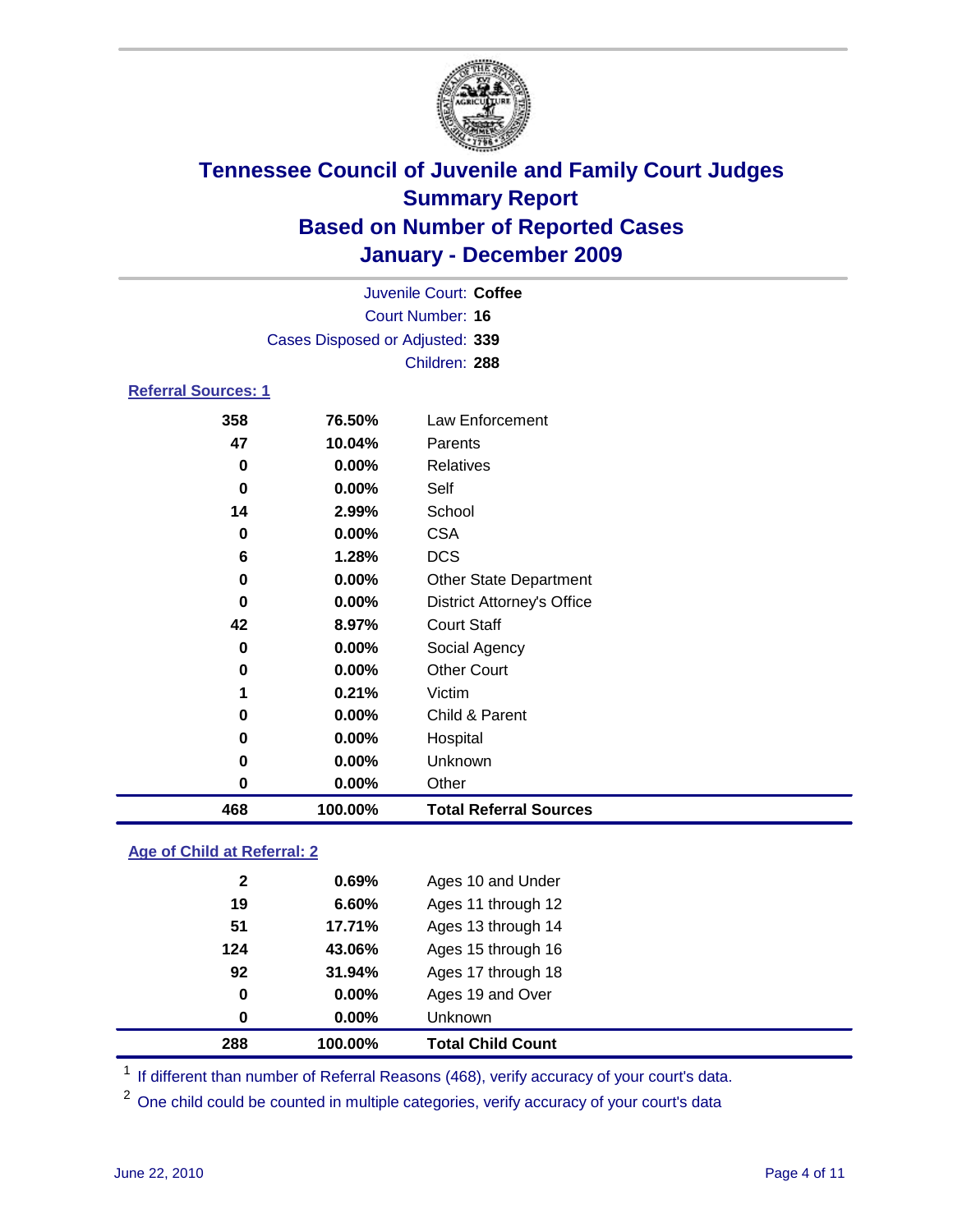# Tennessee Council of Juvenile and Family Court Judges
## Summary Report
## Based on Number of Reported Cases
## January - December 2009

Juvenile Court: **Coffee**
Court Number: **16**
Cases Disposed or Adjusted: **339**
Children: **288**

### Referral Sources: 1

| Count | Percent | Source |
|---|---|---|
| 358 | 76.50% | Law Enforcement |
| 47 | 10.04% | Parents |
| 0 | 0.00% | Relatives |
| 0 | 0.00% | Self |
| 14 | 2.99% | School |
| 0 | 0.00% | CSA |
| 6 | 1.28% | DCS |
| 0 | 0.00% | Other State Department |
| 0 | 0.00% | District Attorney's Office |
| 42 | 8.97% | Court Staff |
| 0 | 0.00% | Social Agency |
| 0 | 0.00% | Other Court |
| 1 | 0.21% | Victim |
| 0 | 0.00% | Child & Parent |
| 0 | 0.00% | Hospital |
| 0 | 0.00% | Unknown |
| 0 | 0.00% | Other |
| **468** | **100.00%** | **Total Referral Sources** |

### Age of Child at Referral: 2

| Count | Percent | Age |
|---|---|---|
| 2 | 0.69% | Ages 10 and Under |
| 19 | 6.60% | Ages 11 through 12 |
| 51 | 17.71% | Ages 13 through 14 |
| 124 | 43.06% | Ages 15 through 16 |
| 92 | 31.94% | Ages 17 through 18 |
| 0 | 0.00% | Ages 19 and Over |
| 0 | 0.00% | Unknown |
| **288** | **100.00%** | **Total Child Count** |

[1] If different than number of Referral Reasons (468), verify accuracy of your court's data.

[2] One child could be counted in multiple categories, verify accuracy of your court's data

June 22, 2010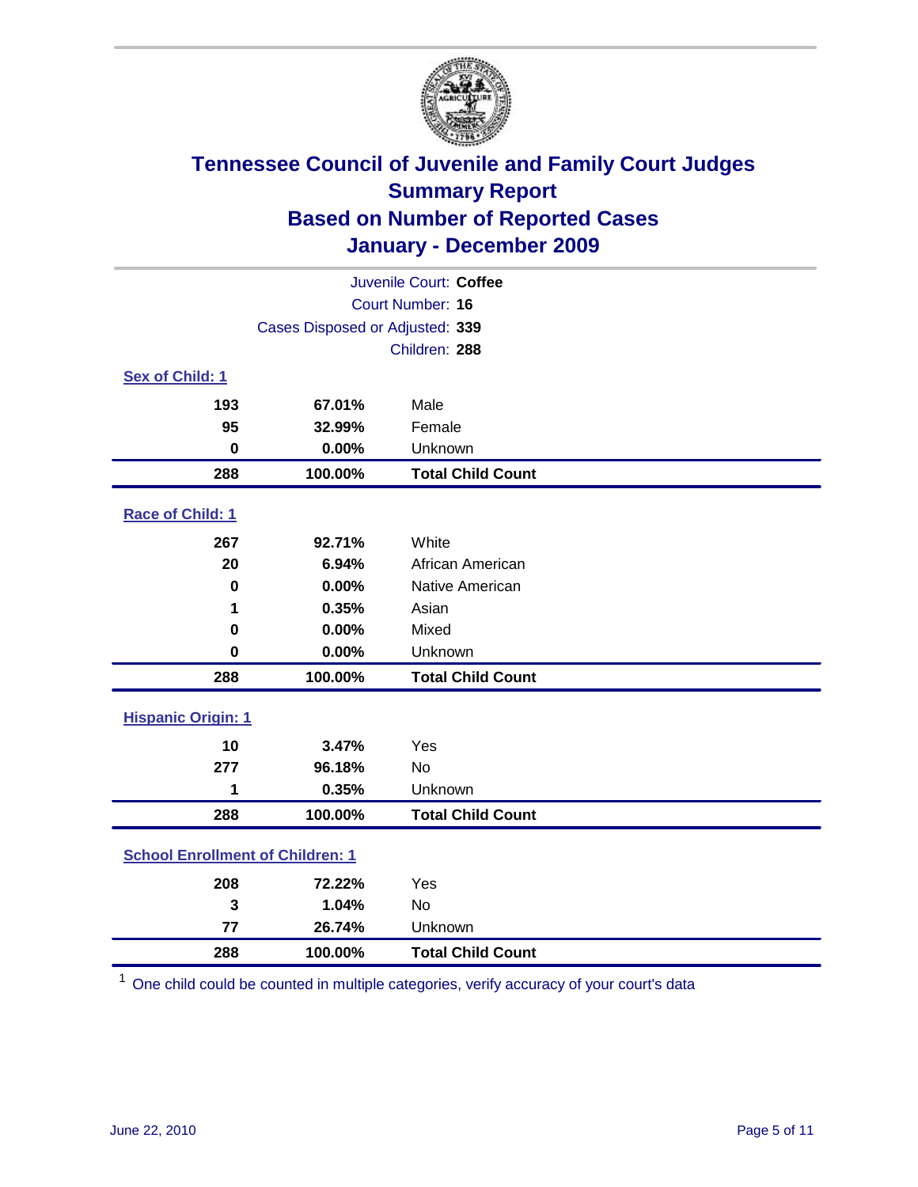# Tennessee Council of Juvenile and Family Court Judges
## Summary Report
## Based on Number of Reported Cases
## January - December 2009

Juvenile Court: **Coffee**
Court Number: **16**
Cases Disposed or Adjusted: **339**
Children: **288**

### Sex of Child: 1

| | | |
|---|---|---|
| **193** | **67.01%** | Male |
| **95** | **32.99%** | Female |
| **0** | **0.00%** | Unknown |
| **288** | **100.00%** | **Total Child Count** |

### Race of Child: 1

| | | |
|---|---|---|
| **267** | **92.71%** | White |
| **20** | **6.94%** | African American |
| **0** | **0.00%** | Native American |
| **1** | **0.35%** | Asian |
| **0** | **0.00%** | Mixed |
| **0** | **0.00%** | Unknown |
| **288** | **100.00%** | **Total Child Count** |

### Hispanic Origin: 1

| | | |
|---|---|---|
| **10** | **3.47%** | Yes |
| **277** | **96.18%** | No |
| **1** | **0.35%** | Unknown |
| **288** | **100.00%** | **Total Child Count** |

### School Enrollment of Children: 1

| | | |
|---|---|---|
| **208** | **72.22%** | Yes |
| **3** | **1.04%** | No |
| **77** | **26.74%** | Unknown |
| **288** | **100.00%** | **Total Child Count** |

[1] One child could be counted in multiple categories, verify accuracy of your court's data

June 22, 2010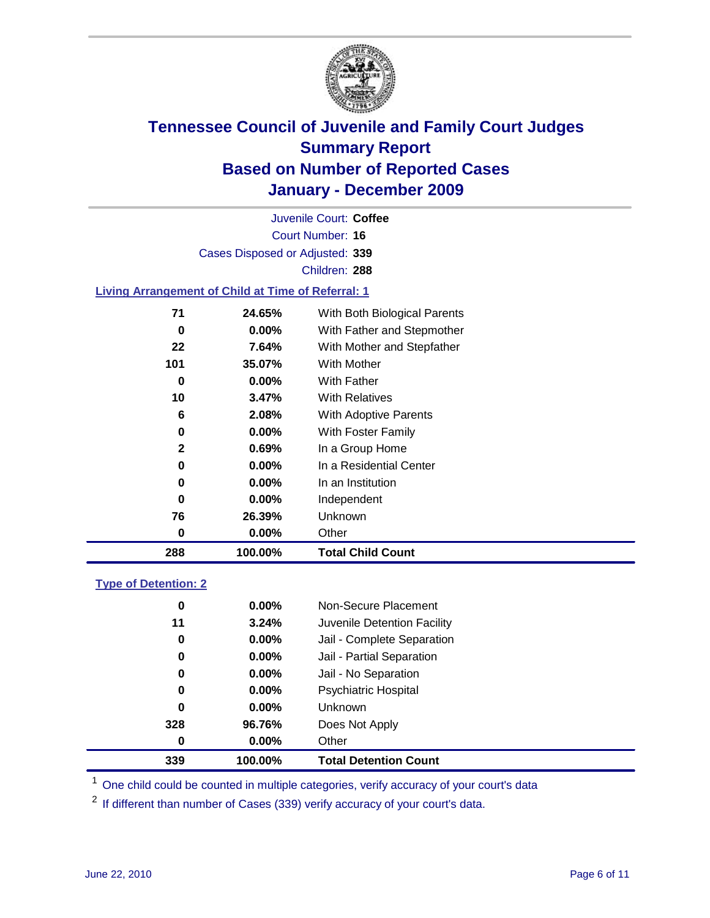# Tennessee Council of Juvenile and Family Court Judges
## Summary Report
## Based on Number of Reported Cases
## January - December 2009

Juvenile Court: **Coffee**

Court Number: **16**

Cases Disposed or Adjusted: **339**

Children: **288**

### Living Arrangement of Child at Time of Referral: 1

| Count | Percent | Living Arrangement |
|---|---|---|
| 71 | 24.65% | With Both Biological Parents |
| 0 | 0.00% | With Father and Stepmother |
| 22 | 7.64% | With Mother and Stepfather |
| 101 | 35.07% | With Mother |
| 0 | 0.00% | With Father |
| 10 | 3.47% | With Relatives |
| 6 | 2.08% | With Adoptive Parents |
| 0 | 0.00% | With Foster Family |
| 2 | 0.69% | In a Group Home |
| 0 | 0.00% | In a Residential Center |
| 0 | 0.00% | In an Institution |
| 0 | 0.00% | Independent |
| 76 | 26.39% | Unknown |
| 0 | 0.00% | Other |
| **288** | **100.00%** | **Total Child Count** |

### Type of Detention: 2

| Count | Percent | Type of Detention |
|---|---|---|
| 0 | 0.00% | Non-Secure Placement |
| 11 | 3.24% | Juvenile Detention Facility |
| 0 | 0.00% | Jail - Complete Separation |
| 0 | 0.00% | Jail - Partial Separation |
| 0 | 0.00% | Jail - No Separation |
| 0 | 0.00% | Psychiatric Hospital |
| 0 | 0.00% | Unknown |
| 328 | 96.76% | Does Not Apply |
| 0 | 0.00% | Other |
| **339** | **100.00%** | **Total Detention Count** |

[1] One child could be counted in multiple categories, verify accuracy of your court's data

[2] If different than number of Cases (339) verify accuracy of your court's data.

June 22, 2010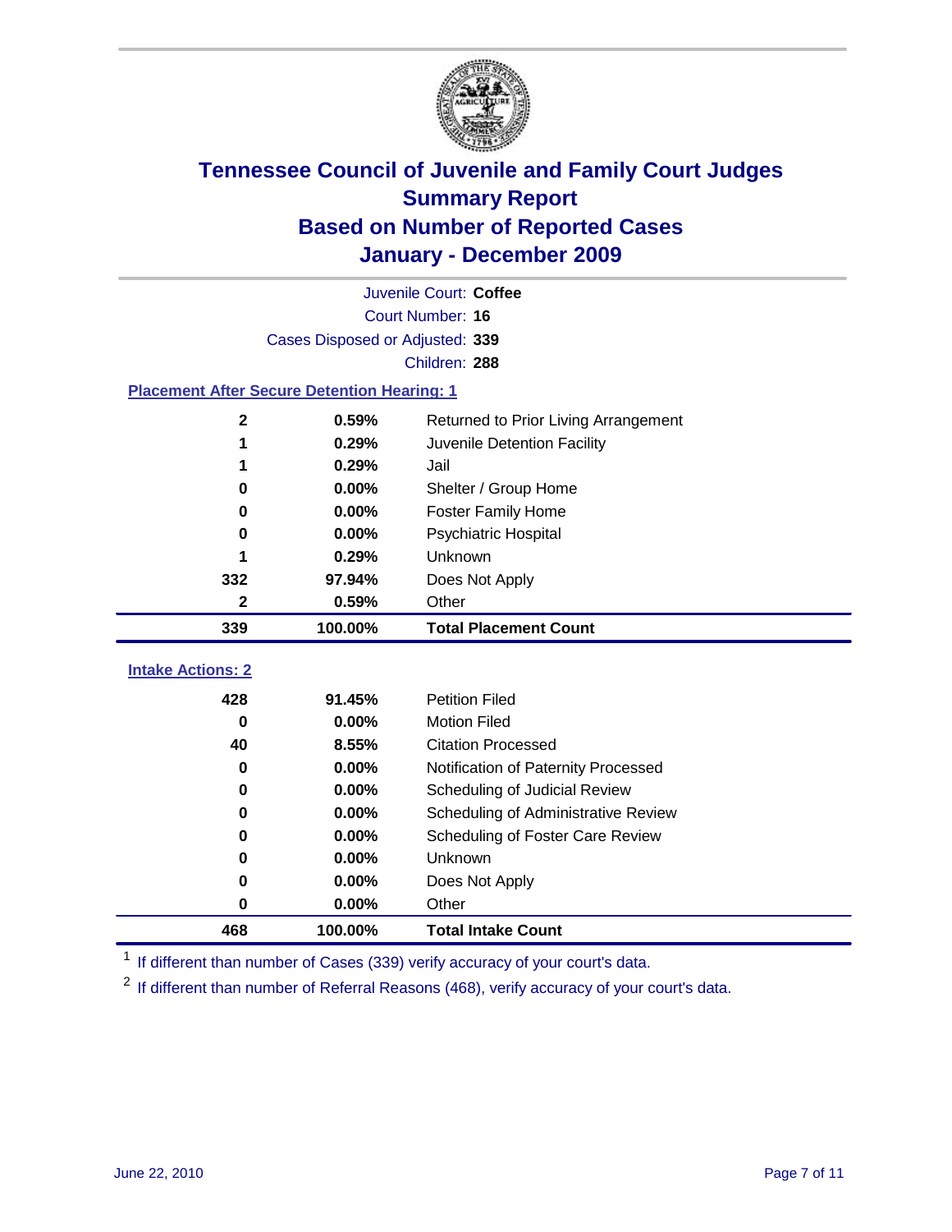# Tennessee Council of Juvenile and Family Court Judges
## Summary Report
## Based on Number of Reported Cases
## January - December 2009

Juvenile Court: **Coffee**

Court Number: **16**

Cases Disposed or Adjusted: **339**

Children: **288**

### Placement After Secure Detention Hearing: 1

| Count | Percent | Placement |
|---|---|---|
| 2 | 0.59% | Returned to Prior Living Arrangement |
| 1 | 0.29% | Juvenile Detention Facility |
| 1 | 0.29% | Jail |
| 0 | 0.00% | Shelter / Group Home |
| 0 | 0.00% | Foster Family Home |
| 0 | 0.00% | Psychiatric Hospital |
| 1 | 0.29% | Unknown |
| 332 | 97.94% | Does Not Apply |
| 2 | 0.59% | Other |
| **339** | **100.00%** | **Total Placement Count** |

### Intake Actions: 2

| Count | Percent | Intake Action |
|---|---|---|
| 428 | 91.45% | Petition Filed |
| 0 | 0.00% | Motion Filed |
| 40 | 8.55% | Citation Processed |
| 0 | 0.00% | Notification of Paternity Processed |
| 0 | 0.00% | Scheduling of Judicial Review |
| 0 | 0.00% | Scheduling of Administrative Review |
| 0 | 0.00% | Scheduling of Foster Care Review |
| 0 | 0.00% | Unknown |
| 0 | 0.00% | Does Not Apply |
| 0 | 0.00% | Other |
| **468** | **100.00%** | **Total Intake Count** |

[1] If different than number of Cases (339) verify accuracy of your court's data.

[2] If different than number of Referral Reasons (468), verify accuracy of your court's data.

June 22, 2010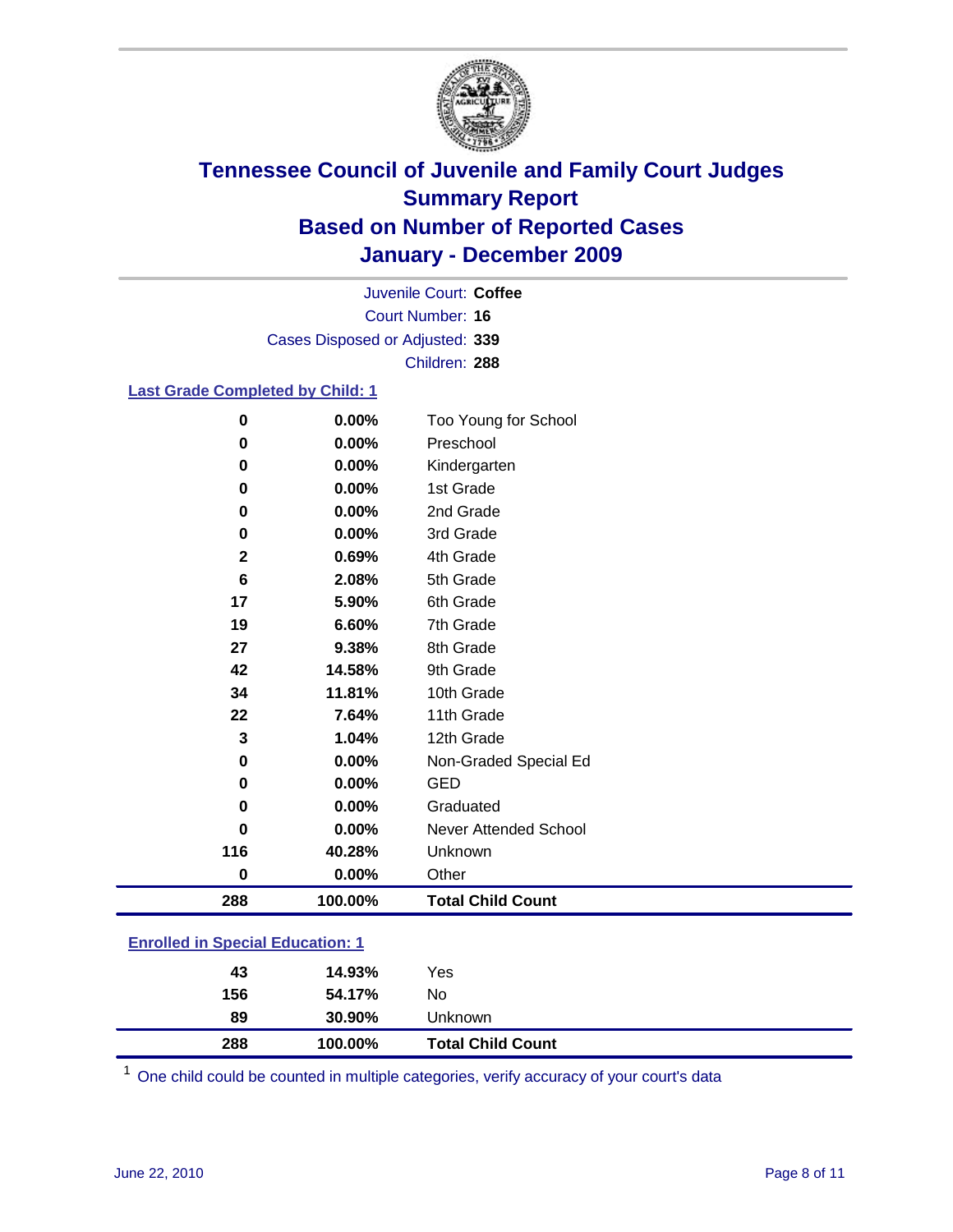# Tennessee Council of Juvenile and Family Court Judges Summary Report Based on Number of Reported Cases January - December 2009

Juvenile Court: **Coffee**

Court Number: **16**

Cases Disposed or Adjusted: **339**

Children: **288**

## Last Grade Completed by Child: 1

| Count | Percent | Category |
|---|---|---|
| 0 | 0.00% | Too Young for School |
| 0 | 0.00% | Preschool |
| 0 | 0.00% | Kindergarten |
| 0 | 0.00% | 1st Grade |
| 0 | 0.00% | 2nd Grade |
| 0 | 0.00% | 3rd Grade |
| 2 | 0.69% | 4th Grade |
| 6 | 2.08% | 5th Grade |
| 17 | 5.90% | 6th Grade |
| 19 | 6.60% | 7th Grade |
| 27 | 9.38% | 8th Grade |
| 42 | 14.58% | 9th Grade |
| 34 | 11.81% | 10th Grade |
| 22 | 7.64% | 11th Grade |
| 3 | 1.04% | 12th Grade |
| 0 | 0.00% | Non-Graded Special Ed |
| 0 | 0.00% | GED |
| 0 | 0.00% | Graduated |
| 0 | 0.00% | Never Attended School |
| 116 | 40.28% | Unknown |
| 0 | 0.00% | Other |
| **288** | **100.00%** | **Total Child Count** |

## Enrolled in Special Education: 1

| Count | Percent | Category |
|---|---|---|
| 43 | 14.93% | Yes |
| 156 | 54.17% | No |
| 89 | 30.90% | Unknown |
| **288** | **100.00%** | **Total Child Count** |

[1] One child could be counted in multiple categories, verify accuracy of your court's data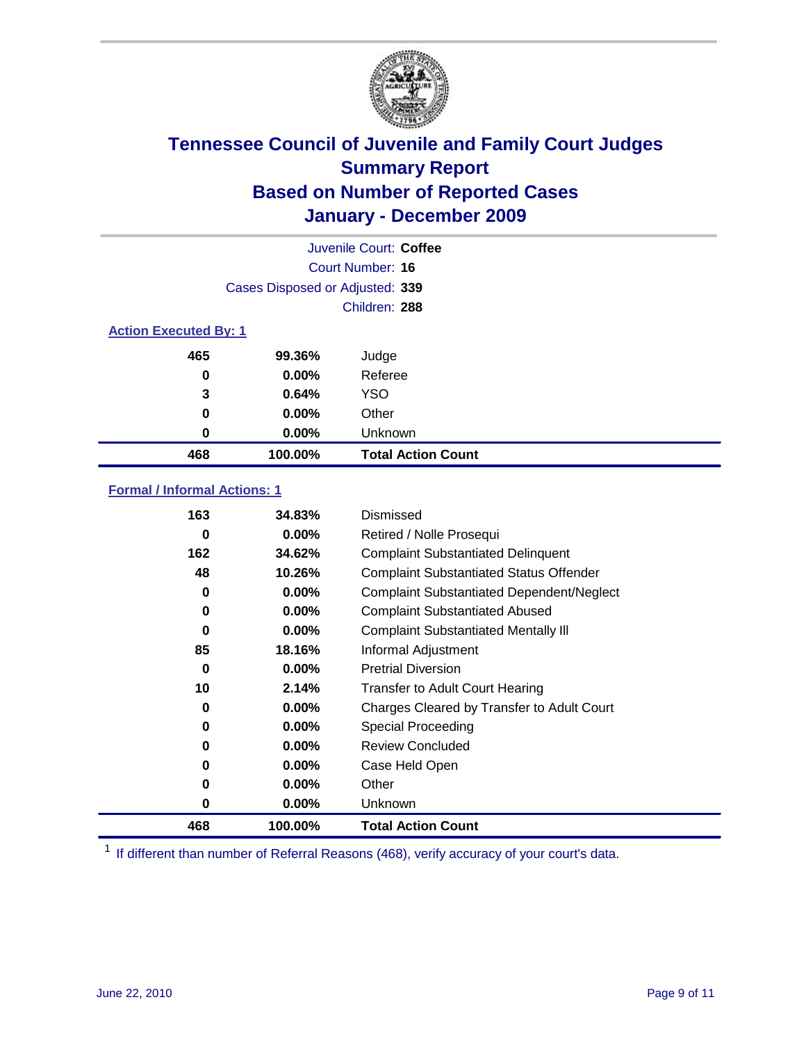# Tennessee Council of Juvenile and Family Court Judges
## Summary Report
## Based on Number of Reported Cases
## January - December 2009

Juvenile Court: **Coffee**

Court Number: **16**

Cases Disposed or Adjusted: **339**

Children: **288**

### Action Executed By: 1

| Count | Percent | Action |
|---|---|---|
| 465 | 99.36% | Judge |
| 0 | 0.00% | Referee |
| 3 | 0.64% | YSO |
| 0 | 0.00% | Other |
| 0 | 0.00% | Unknown |
| **468** | **100.00%** | **Total Action Count** |

### Formal / Informal Actions: 1

| Count | Percent | Action |
|---|---|---|
| 163 | 34.83% | Dismissed |
| 0 | 0.00% | Retired / Nolle Prosequi |
| 162 | 34.62% | Complaint Substantiated Delinquent |
| 48 | 10.26% | Complaint Substantiated Status Offender |
| 0 | 0.00% | Complaint Substantiated Dependent/Neglect |
| 0 | 0.00% | Complaint Substantiated Abused |
| 0 | 0.00% | Complaint Substantiated Mentally Ill |
| 85 | 18.16% | Informal Adjustment |
| 0 | 0.00% | Pretrial Diversion |
| 10 | 2.14% | Transfer to Adult Court Hearing |
| 0 | 0.00% | Charges Cleared by Transfer to Adult Court |
| 0 | 0.00% | Special Proceeding |
| 0 | 0.00% | Review Concluded |
| 0 | 0.00% | Case Held Open |
| 0 | 0.00% | Other |
| 0 | 0.00% | Unknown |
| **468** | **100.00%** | **Total Action Count** |

[1] If different than number of Referral Reasons (468), verify accuracy of your court's data.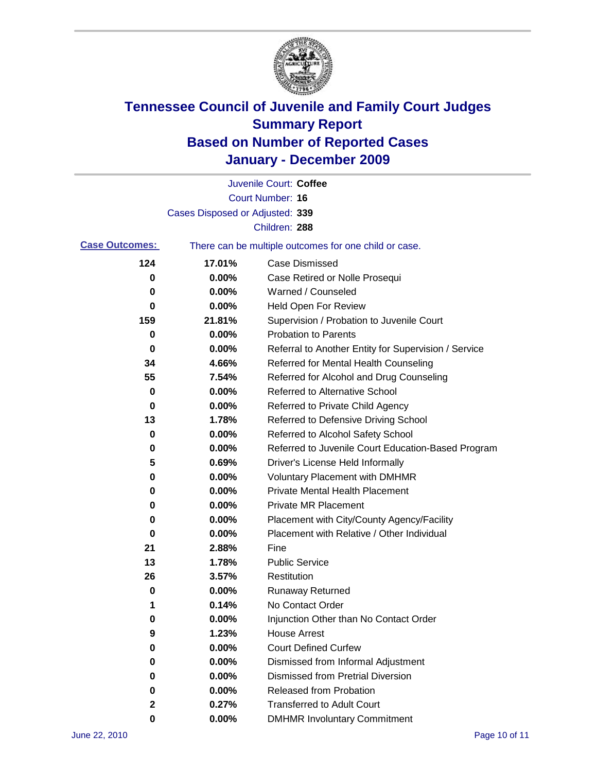# Tennessee Council of Juvenile and Family Court Judges
## Summary Report
## Based on Number of Reported Cases
## January - December 2009

Juvenile Court: **Coffee**

Court Number: **16**

Cases Disposed or Adjusted: **339**

Children: **288**

**Case Outcomes:** There can be multiple outcomes for one child or case.

| Count | Percent | Outcome |
|---|---|---|
| 124 | 17.01% | Case Dismissed |
| 0 | 0.00% | Case Retired or Nolle Prosequi |
| 0 | 0.00% | Warned / Counseled |
| 0 | 0.00% | Held Open For Review |
| 159 | 21.81% | Supervision / Probation to Juvenile Court |
| 0 | 0.00% | Probation to Parents |
| 0 | 0.00% | Referral to Another Entity for Supervision / Service |
| 34 | 4.66% | Referred for Mental Health Counseling |
| 55 | 7.54% | Referred for Alcohol and Drug Counseling |
| 0 | 0.00% | Referred to Alternative School |
| 0 | 0.00% | Referred to Private Child Agency |
| 13 | 1.78% | Referred to Defensive Driving School |
| 0 | 0.00% | Referred to Alcohol Safety School |
| 0 | 0.00% | Referred to Juvenile Court Education-Based Program |
| 5 | 0.69% | Driver's License Held Informally |
| 0 | 0.00% | Voluntary Placement with DMHMR |
| 0 | 0.00% | Private Mental Health Placement |
| 0 | 0.00% | Private MR Placement |
| 0 | 0.00% | Placement with City/County Agency/Facility |
| 0 | 0.00% | Placement with Relative / Other Individual |
| 21 | 2.88% | Fine |
| 13 | 1.78% | Public Service |
| 26 | 3.57% | Restitution |
| 0 | 0.00% | Runaway Returned |
| 1 | 0.14% | No Contact Order |
| 0 | 0.00% | Injunction Other than No Contact Order |
| 9 | 1.23% | House Arrest |
| 0 | 0.00% | Court Defined Curfew |
| 0 | 0.00% | Dismissed from Informal Adjustment |
| 0 | 0.00% | Dismissed from Pretrial Diversion |
| 0 | 0.00% | Released from Probation |
| 2 | 0.27% | Transferred to Adult Court |
| 0 | 0.00% | DMHMR Involuntary Commitment |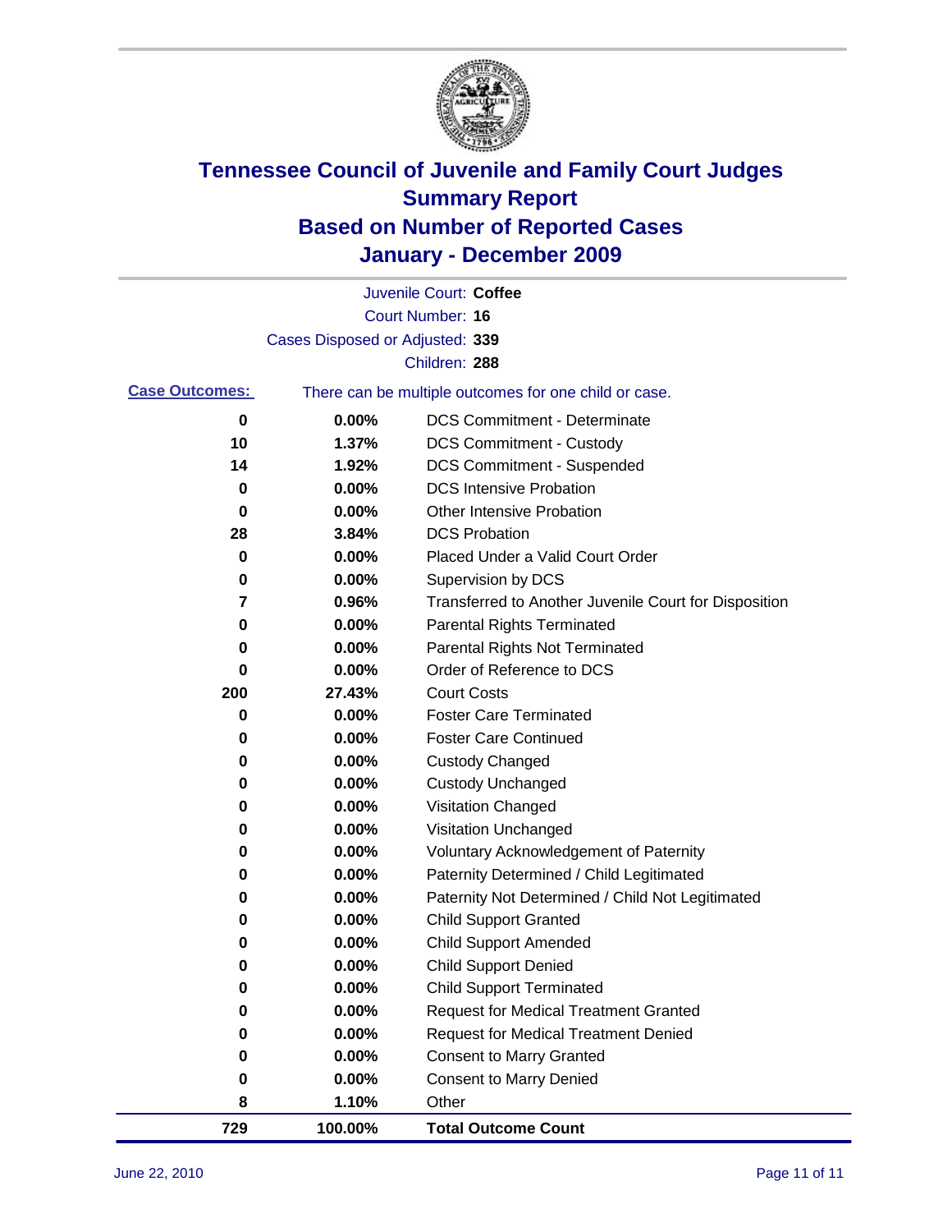# Tennessee Council of Juvenile and Family Court Judges
## Summary Report
## Based on Number of Reported Cases
## January - December 2009

Juvenile Court: **Coffee**

Court Number: **16**

Cases Disposed or Adjusted: **339**

Children: **288**

**Case Outcomes:** There can be multiple outcomes for one child or case.

| | | |
|---|---|---|
| 0 | 0.00% | DCS Commitment - Determinate |
| 10 | 1.37% | DCS Commitment - Custody |
| 14 | 1.92% | DCS Commitment - Suspended |
| 0 | 0.00% | DCS Intensive Probation |
| 0 | 0.00% | Other Intensive Probation |
| 28 | 3.84% | DCS Probation |
| 0 | 0.00% | Placed Under a Valid Court Order |
| 0 | 0.00% | Supervision by DCS |
| 7 | 0.96% | Transferred to Another Juvenile Court for Disposition |
| 0 | 0.00% | Parental Rights Terminated |
| 0 | 0.00% | Parental Rights Not Terminated |
| 0 | 0.00% | Order of Reference to DCS |
| 200 | 27.43% | Court Costs |
| 0 | 0.00% | Foster Care Terminated |
| 0 | 0.00% | Foster Care Continued |
| 0 | 0.00% | Custody Changed |
| 0 | 0.00% | Custody Unchanged |
| 0 | 0.00% | Visitation Changed |
| 0 | 0.00% | Visitation Unchanged |
| 0 | 0.00% | Voluntary Acknowledgement of Paternity |
| 0 | 0.00% | Paternity Determined / Child Legitimated |
| 0 | 0.00% | Paternity Not Determined / Child Not Legitimated |
| 0 | 0.00% | Child Support Granted |
| 0 | 0.00% | Child Support Amended |
| 0 | 0.00% | Child Support Denied |
| 0 | 0.00% | Child Support Terminated |
| 0 | 0.00% | Request for Medical Treatment Granted |
| 0 | 0.00% | Request for Medical Treatment Denied |
| 0 | 0.00% | Consent to Marry Granted |
| 0 | 0.00% | Consent to Marry Denied |
| 8 | 1.10% | Other |
| **729** | **100.00%** | **Total Outcome Count** |